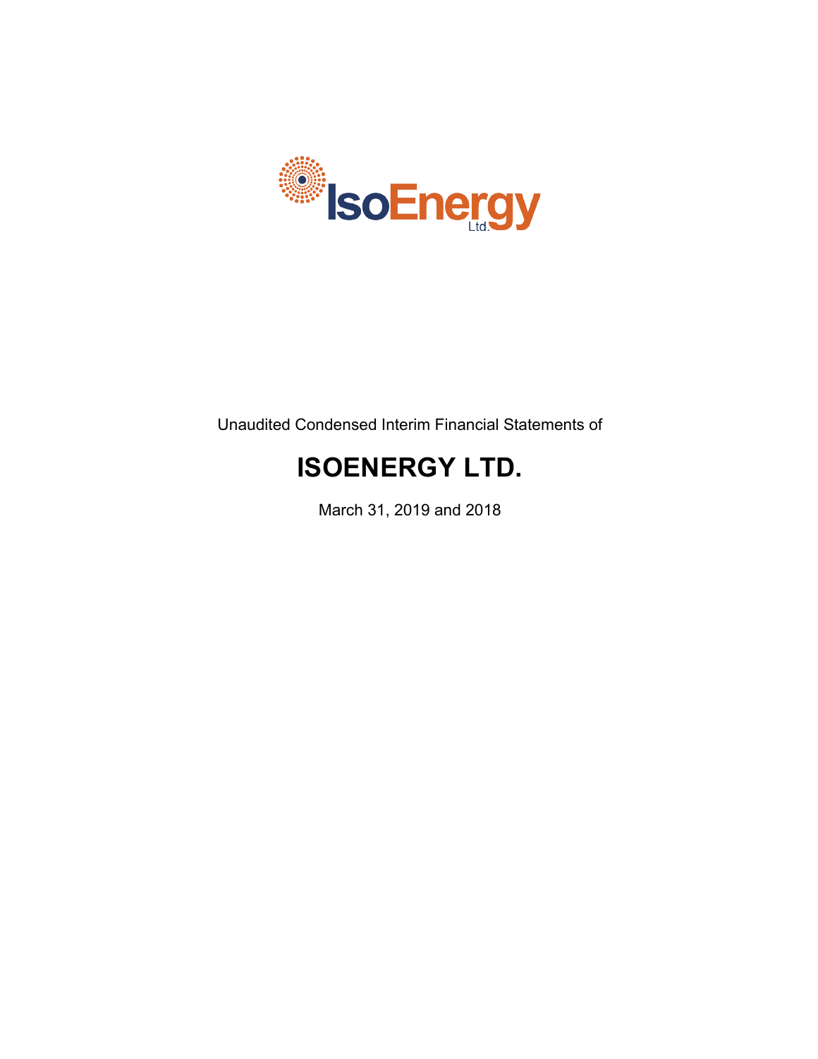Unaudited Condensed Interim Financial Statements of

# ISOENERGY LTD.

March 31, 2019 and 2018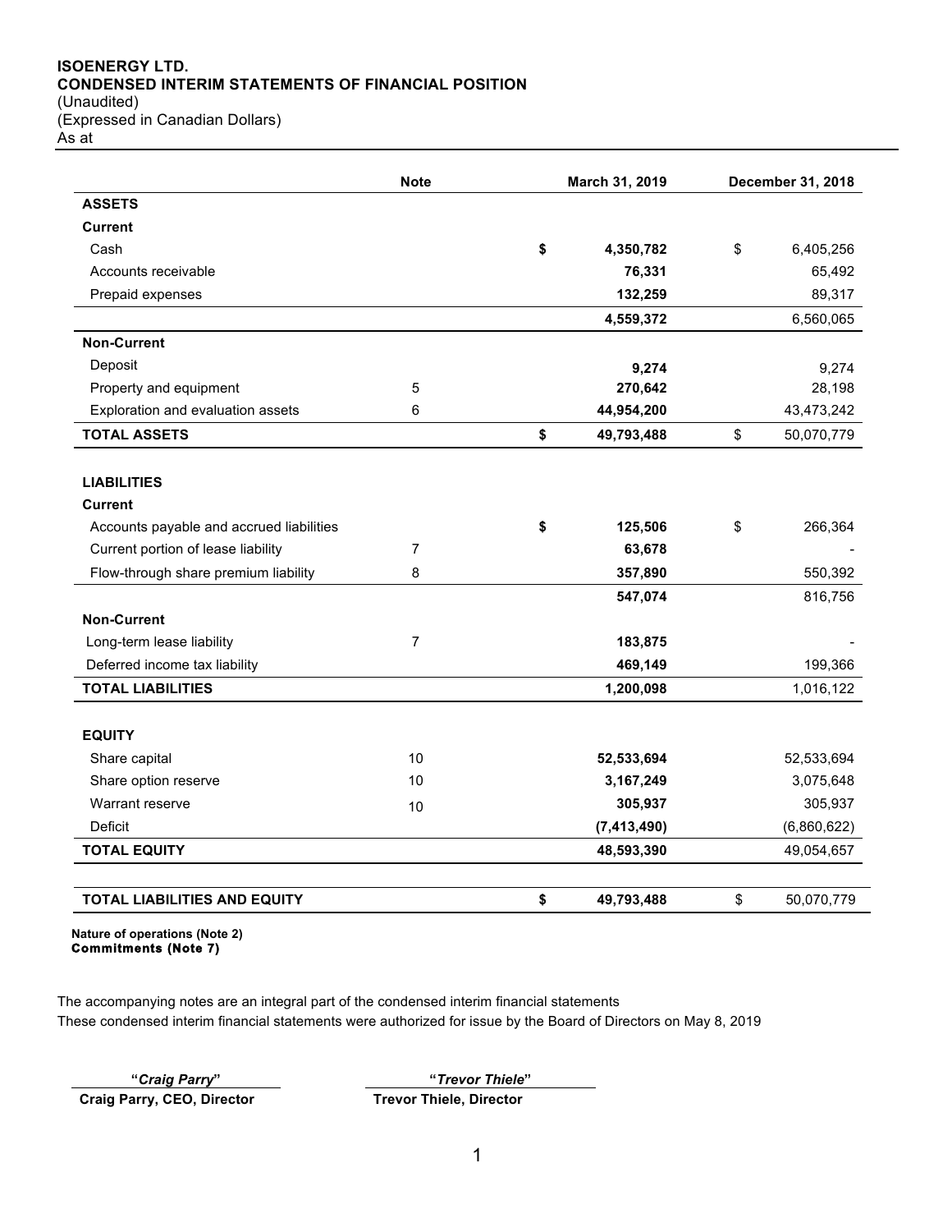**ISOENERGY LTD.**
**CONDENSED INTERIM STATEMENTS OF FINANCIAL POSITION**
(Unaudited)
(Expressed in Canadian Dollars)
As at

| | Note | March 31, 2019 | December 31, 2018 |
|---|---|---|---|
| **ASSETS** | | | |
| **Current** | | | |
| Cash | | **$ 4,350,782** | $ 6,405,256 |
| Accounts receivable | | **76,331** | 65,492 |
| Prepaid expenses | | **132,259** | 89,317 |
| | | **4,559,372** | 6,560,065 |
| **Non-Current** | | | |
| Deposit | | **9,274** | 9,274 |
| Property and equipment | 5 | **270,642** | 28,198 |
| Exploration and evaluation assets | 6 | **44,954,200** | 43,473,242 |
| **TOTAL ASSETS** | | **$ 49,793,488** | $ 50,070,779 |
| | | | |
| **LIABILITIES** | | | |
| **Current** | | | |
| Accounts payable and accrued liabilities | | **$ 125,506** | $ 266,364 |
| Current portion of lease liability | 7 | **63,678** | - |
| Flow-through share premium liability | 8 | **357,890** | 550,392 |
| | | **547,074** | 816,756 |
| **Non-Current** | | | |
| Long-term lease liability | 7 | **183,875** | - |
| Deferred income tax liability | | **469,149** | 199,366 |
| **TOTAL LIABILITIES** | | **1,200,098** | 1,016,122 |
| | | | |
| **EQUITY** | | | |
| Share capital | 10 | **52,533,694** | 52,533,694 |
| Share option reserve | 10 | **3,167,249** | 3,075,648 |
| Warrant reserve | 10 | **305,937** | 305,937 |
| Deficit | | **(7,413,490)** | (6,860,622) |
| **TOTAL EQUITY** | | **48,593,390** | 49,054,657 |
| | | | |
| **TOTAL LIABILITIES AND EQUITY** | | **$ 49,793,488** | $ 50,070,779 |

**Nature of operations (Note 2)**
**Commitments (Note 7)**

The accompanying notes are an integral part of the condensed interim financial statements
These condensed interim financial statements were authorized for issue by the Board of Directors on May 8, 2019

**"*Craig Parry*"**
**Craig Parry, CEO, Director**

**"*Trevor Thiele*"**
**Trevor Thiele, Director**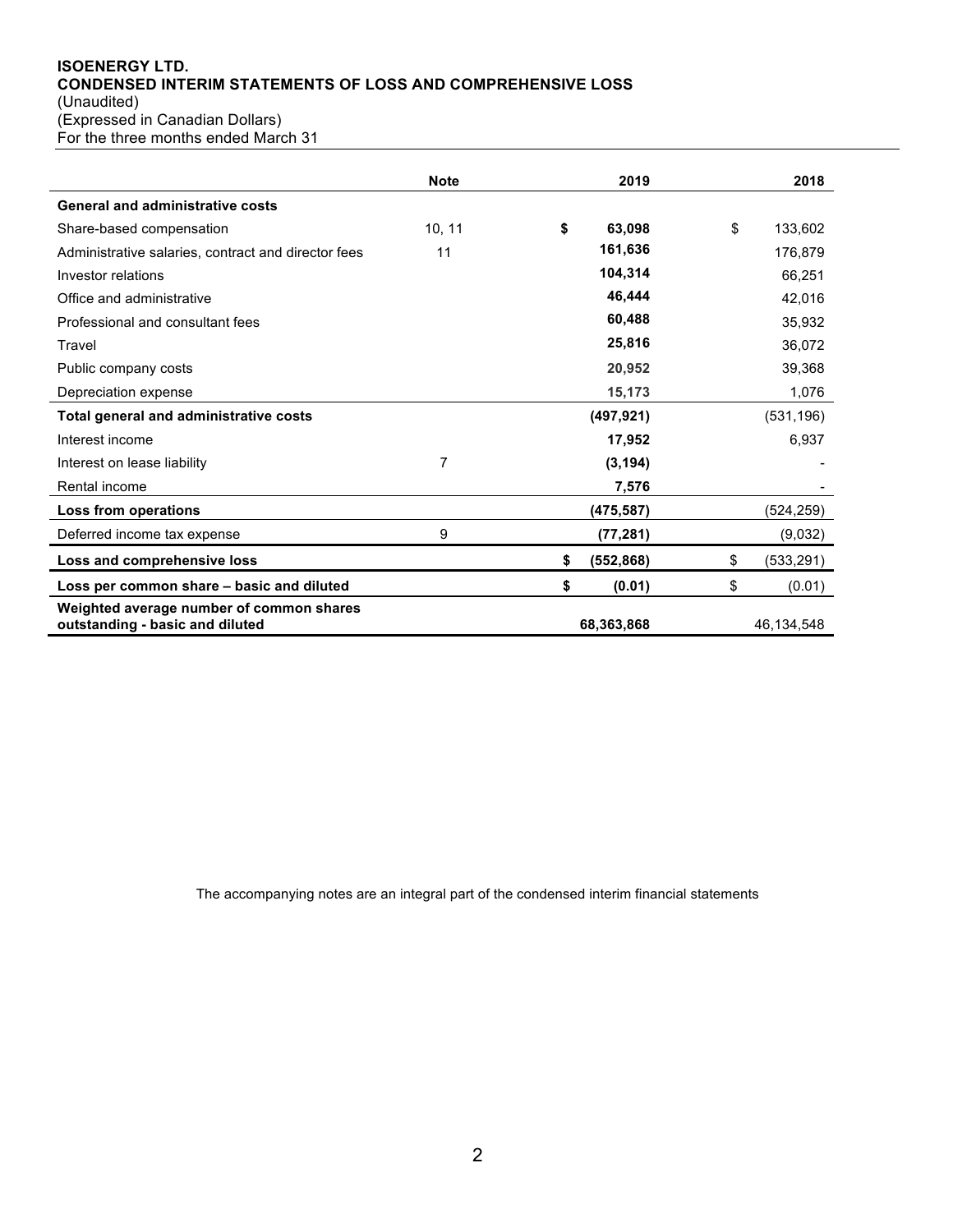**ISOENERGY LTD.**
**CONDENSED INTERIM STATEMENTS OF LOSS AND COMPREHENSIVE LOSS**
(Unaudited)
(Expressed in Canadian Dollars)
For the three months ended March 31

| | Note | 2019 | 2018 |
|---|---|---|---|
| **General and administrative costs** | | | |
| Share-based compensation | 10, 11 | **$ 63,098** | $ 133,602 |
| Administrative salaries, contract and director fees | 11 | **161,636** | 176,879 |
| Investor relations | | **104,314** | 66,251 |
| Office and administrative | | **46,444** | 42,016 |
| Professional and consultant fees | | **60,488** | 35,932 |
| Travel | | **25,816** | 36,072 |
| Public company costs | | **20,952** | 39,368 |
| Depreciation expense | | **15,173** | 1,076 |
| **Total general and administrative costs** | | **(497,921)** | (531,196) |
| Interest income | | **17,952** | 6,937 |
| Interest on lease liability | 7 | **(3,194)** | - |
| Rental income | | **7,576** | - |
| **Loss from operations** | | **(475,587)** | (524,259) |
| Deferred income tax expense | 9 | **(77,281)** | (9,032) |
| **Loss and comprehensive loss** | | **$ (552,868)** | $ (533,291) |
| **Loss per common share – basic and diluted** | | **$ (0.01)** | $ (0.01) |
| **Weighted average number of common shares outstanding - basic and diluted** | | **68,363,868** | 46,134,548 |

The accompanying notes are an integral part of the condensed interim financial statements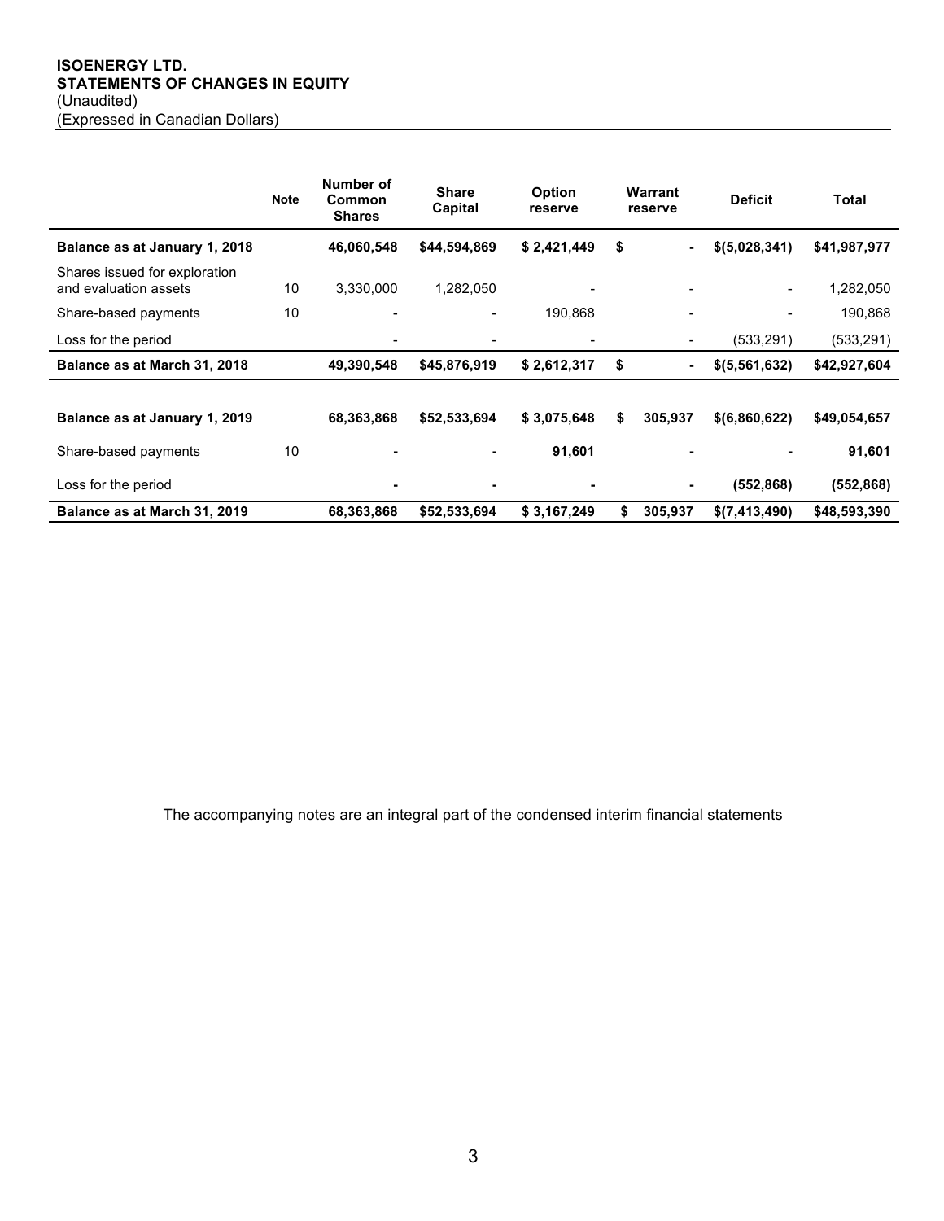**ISOENERGY LTD.**
**STATEMENTS OF CHANGES IN EQUITY**
(Unaudited)
(Expressed in Canadian Dollars)

| | Note | Number of Common Shares | Share Capital | Option reserve | Warrant reserve | Deficit | Total |
|---|---|---|---|---|---|---|---|
| **Balance as at January 1, 2018** | | **46,060,548** | **$44,594,869** | **$ 2,421,449** | **$ -** | **$(5,028,341)** | **$41,987,977** |
| Shares issued for exploration and evaluation assets | 10 | 3,330,000 | 1,282,050 | - | - | - | 1,282,050 |
| Share-based payments | 10 | - | - | 190,868 | - | - | 190,868 |
| Loss for the period | | - | - | - | - | (533,291) | (533,291) |
| **Balance as at March 31, 2018** | | **49,390,548** | **$45,876,919** | **$ 2,612,317** | **$ -** | **$(5,561,632)** | **$42,927,604** |
| | | | | | | | |
| **Balance as at January 1, 2019** | | **68,363,868** | **$52,533,694** | **$ 3,075,648** | **$ 305,937** | **$(6,860,622)** | **$49,054,657** |
| Share-based payments | 10 | **-** | **-** | **91,601** | **-** | **-** | **91,601** |
| Loss for the period | | **-** | **-** | **-** | **-** | **(552,868)** | **(552,868)** |
| **Balance as at March 31, 2019** | | **68,363,868** | **$52,533,694** | **$ 3,167,249** | **$ 305,937** | **$(7,413,490)** | **$48,593,390** |

The accompanying notes are an integral part of the condensed interim financial statements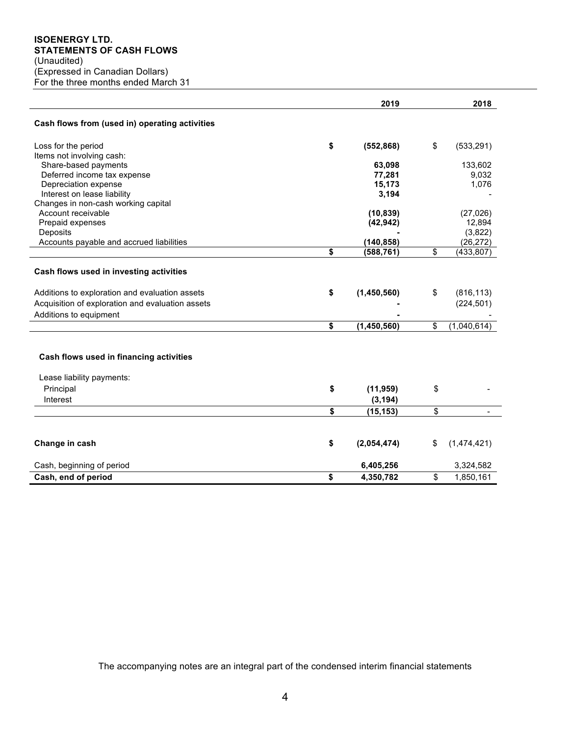**ISOENERGY LTD.**
**STATEMENTS OF CASH FLOWS**
(Unaudited)
(Expressed in Canadian Dollars)
For the three months ended March 31

| | 2019 | 2018 |
|---|---|---|
| **Cash flows from (used in) operating activities** | | |
| Loss for the period | **$ (552,868)** | $ (533,291) |
| Items not involving cash: | | |
| Share-based payments | **63,098** | 133,602 |
| Deferred income tax expense | **77,281** | 9,032 |
| Depreciation expense | **15,173** | 1,076 |
| Interest on lease liability | **3,194** | - |
| Changes in non-cash working capital | | |
| Account receivable | **(10,839)** | (27,026) |
| Prepaid expenses | **(42,942)** | 12,894 |
| Deposits | **-** | (3,822) |
| Accounts payable and accrued liabilities | **(140,858)** | (26,272) |
| | **$ (588,761)** | $ (433,807) |
| **Cash flows used in investing activities** | | |
| Additions to exploration and evaluation assets | **$ (1,450,560)** | $ (816,113) |
| Acquisition of exploration and evaluation assets | **-** | (224,501) |
| Additions to equipment | **-** | - |
| | **$ (1,450,560)** | $ (1,040,614) |
| **Cash flows used in financing activities** | | |
| Lease liability payments: | | |
| Principal | **$ (11,959)** | $ - |
| Interest | **(3,194)** | |
| | **$ (15,153)** | $ - |
| **Change in cash** | **$ (2,054,474)** | $ (1,474,421) |
| Cash, beginning of period | **6,405,256** | 3,324,582 |
| **Cash, end of period** | **$ 4,350,782** | $ 1,850,161 |

The accompanying notes are an integral part of the condensed interim financial statements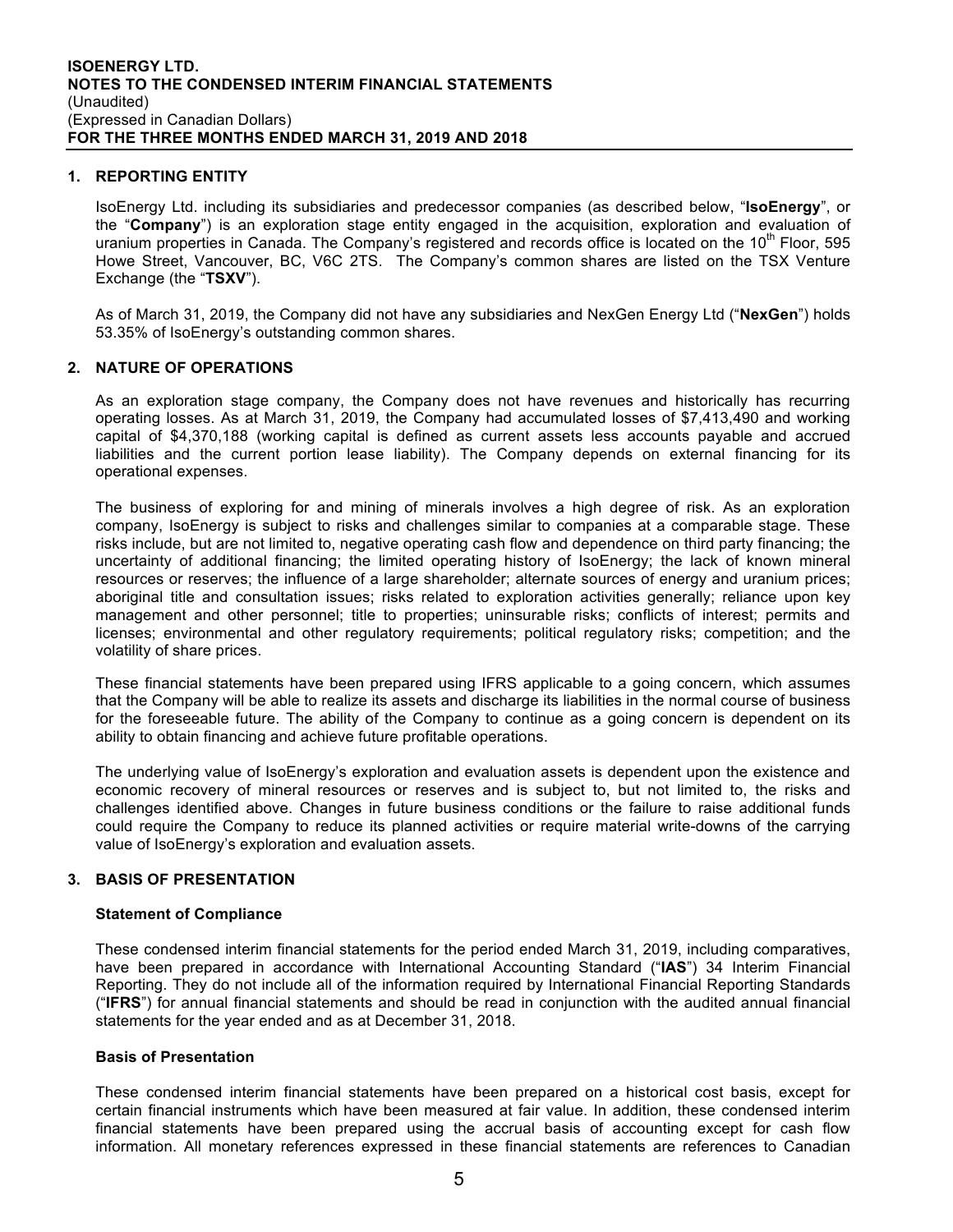## 1. REPORTING ENTITY

IsoEnergy Ltd. including its subsidiaries and predecessor companies (as described below, "**IsoEnergy**", or the "**Company**") is an exploration stage entity engaged in the acquisition, exploration and evaluation of uranium properties in Canada. The Company's registered and records office is located on the 10th Floor, 595 Howe Street, Vancouver, BC, V6C 2TS. The Company's common shares are listed on the TSX Venture Exchange (the "**TSXV**").

As of March 31, 2019, the Company did not have any subsidiaries and NexGen Energy Ltd ("**NexGen**") holds 53.35% of IsoEnergy's outstanding common shares.

## 2. NATURE OF OPERATIONS

As an exploration stage company, the Company does not have revenues and historically has recurring operating losses. As at March 31, 2019, the Company had accumulated losses of $7,413,490 and working capital of $4,370,188 (working capital is defined as current assets less accounts payable and accrued liabilities and the current portion lease liability). The Company depends on external financing for its operational expenses.

The business of exploring for and mining of minerals involves a high degree of risk. As an exploration company, IsoEnergy is subject to risks and challenges similar to companies at a comparable stage. These risks include, but are not limited to, negative operating cash flow and dependence on third party financing; the uncertainty of additional financing; the limited operating history of IsoEnergy; the lack of known mineral resources or reserves; the influence of a large shareholder; alternate sources of energy and uranium prices; aboriginal title and consultation issues; risks related to exploration activities generally; reliance upon key management and other personnel; title to properties; uninsurable risks; conflicts of interest; permits and licenses; environmental and other regulatory requirements; political regulatory risks; competition; and the volatility of share prices.

These financial statements have been prepared using IFRS applicable to a going concern, which assumes that the Company will be able to realize its assets and discharge its liabilities in the normal course of business for the foreseeable future. The ability of the Company to continue as a going concern is dependent on its ability to obtain financing and achieve future profitable operations.

The underlying value of IsoEnergy's exploration and evaluation assets is dependent upon the existence and economic recovery of mineral resources or reserves and is subject to, but not limited to, the risks and challenges identified above. Changes in future business conditions or the failure to raise additional funds could require the Company to reduce its planned activities or require material write-downs of the carrying value of IsoEnergy's exploration and evaluation assets.

## 3. BASIS OF PRESENTATION

### Statement of Compliance

These condensed interim financial statements for the period ended March 31, 2019, including comparatives, have been prepared in accordance with International Accounting Standard ("**IAS**") 34 Interim Financial Reporting. They do not include all of the information required by International Financial Reporting Standards ("**IFRS**") for annual financial statements and should be read in conjunction with the audited annual financial statements for the year ended and as at December 31, 2018.

### Basis of Presentation

These condensed interim financial statements have been prepared on a historical cost basis, except for certain financial instruments which have been measured at fair value. In addition, these condensed interim financial statements have been prepared using the accrual basis of accounting except for cash flow information. All monetary references expressed in these financial statements are references to Canadian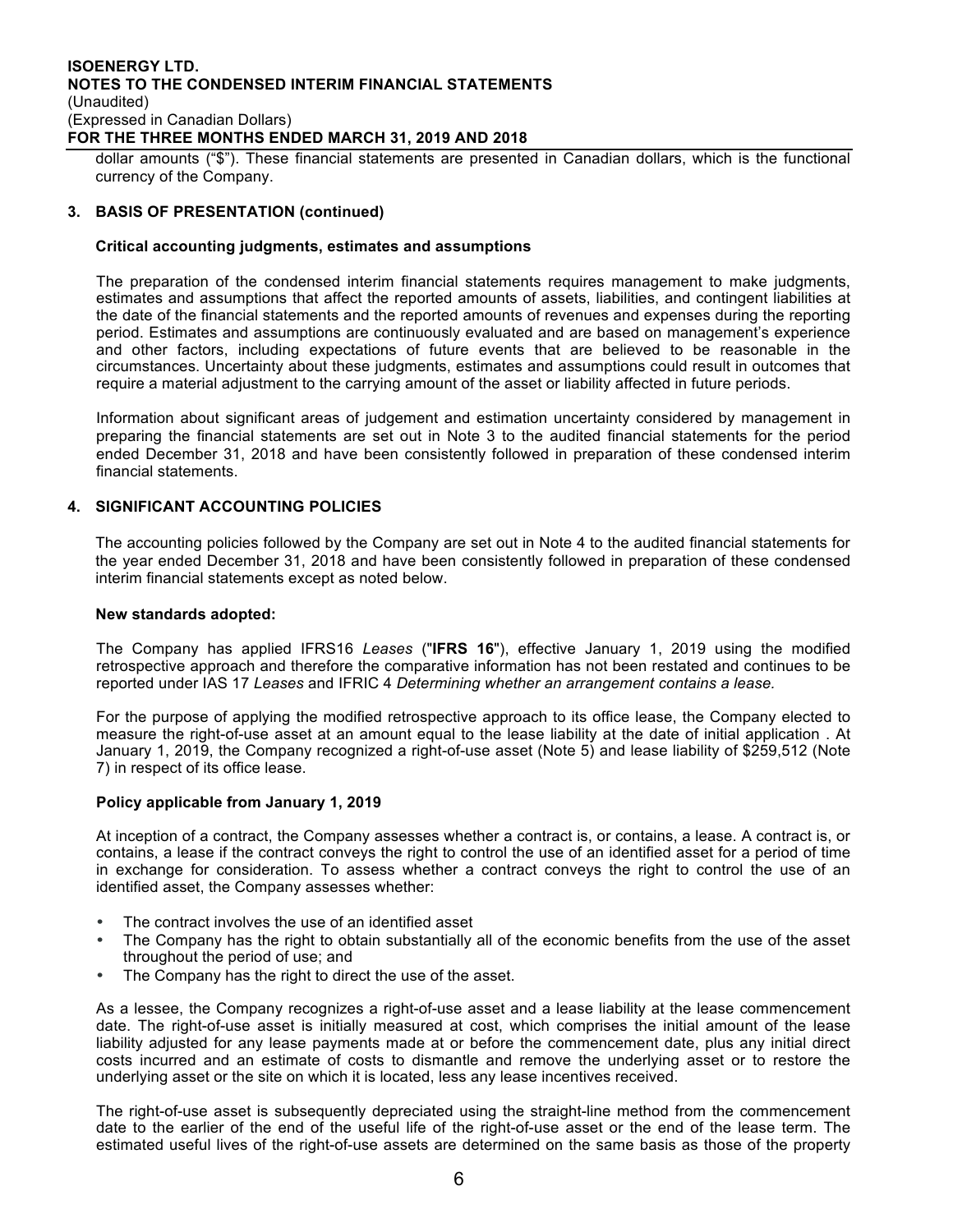dollar amounts ("$"). These financial statements are presented in Canadian dollars, which is the functional currency of the Company.

## 3. BASIS OF PRESENTATION (continued)

### Critical accounting judgments, estimates and assumptions

The preparation of the condensed interim financial statements requires management to make judgments, estimates and assumptions that affect the reported amounts of assets, liabilities, and contingent liabilities at the date of the financial statements and the reported amounts of revenues and expenses during the reporting period. Estimates and assumptions are continuously evaluated and are based on management's experience and other factors, including expectations of future events that are believed to be reasonable in the circumstances. Uncertainty about these judgments, estimates and assumptions could result in outcomes that require a material adjustment to the carrying amount of the asset or liability affected in future periods.

Information about significant areas of judgement and estimation uncertainty considered by management in preparing the financial statements are set out in Note 3 to the audited financial statements for the period ended December 31, 2018 and have been consistently followed in preparation of these condensed interim financial statements.

## 4. SIGNIFICANT ACCOUNTING POLICIES

The accounting policies followed by the Company are set out in Note 4 to the audited financial statements for the year ended December 31, 2018 and have been consistently followed in preparation of these condensed interim financial statements except as noted below.

### New standards adopted:

The Company has applied IFRS16 *Leases* ("**IFRS 16**"), effective January 1, 2019 using the modified retrospective approach and therefore the comparative information has not been restated and continues to be reported under IAS 17 *Leases* and IFRIC 4 *Determining whether an arrangement contains a lease.*

For the purpose of applying the modified retrospective approach to its office lease, the Company elected to measure the right-of-use asset at an amount equal to the lease liability at the date of initial application . At January 1, 2019, the Company recognized a right-of-use asset (Note 5) and lease liability of $259,512 (Note 7) in respect of its office lease.

### Policy applicable from January 1, 2019

At inception of a contract, the Company assesses whether a contract is, or contains, a lease. A contract is, or contains, a lease if the contract conveys the right to control the use of an identified asset for a period of time in exchange for consideration. To assess whether a contract conveys the right to control the use of an identified asset, the Company assesses whether:

- The contract involves the use of an identified asset
- The Company has the right to obtain substantially all of the economic benefits from the use of the asset throughout the period of use; and
- The Company has the right to direct the use of the asset.

As a lessee, the Company recognizes a right-of-use asset and a lease liability at the lease commencement date. The right-of-use asset is initially measured at cost, which comprises the initial amount of the lease liability adjusted for any lease payments made at or before the commencement date, plus any initial direct costs incurred and an estimate of costs to dismantle and remove the underlying asset or to restore the underlying asset or the site on which it is located, less any lease incentives received.

The right-of-use asset is subsequently depreciated using the straight-line method from the commencement date to the earlier of the end of the useful life of the right-of-use asset or the end of the lease term. The estimated useful lives of the right-of-use assets are determined on the same basis as those of the property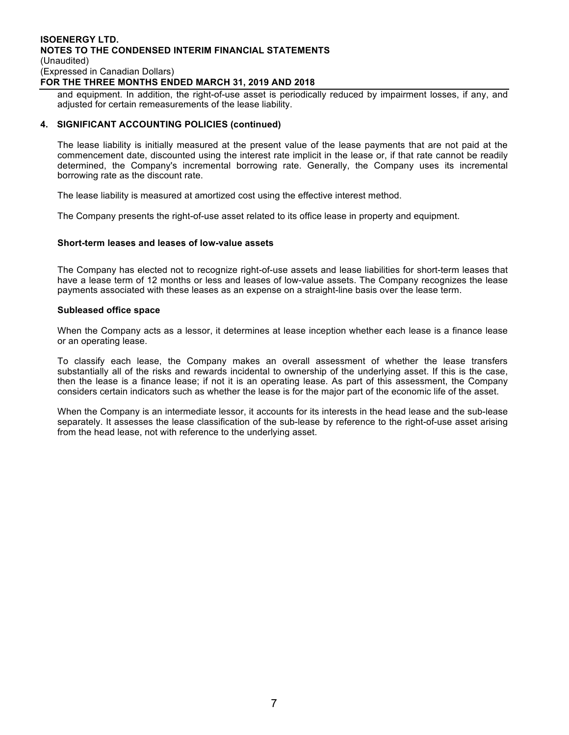and equipment. In addition, the right-of-use asset is periodically reduced by impairment losses, if any, and adjusted for certain remeasurements of the lease liability.

## 4. SIGNIFICANT ACCOUNTING POLICIES (continued)

The lease liability is initially measured at the present value of the lease payments that are not paid at the commencement date, discounted using the interest rate implicit in the lease or, if that rate cannot be readily determined, the Company's incremental borrowing rate. Generally, the Company uses its incremental borrowing rate as the discount rate.

The lease liability is measured at amortized cost using the effective interest method.

The Company presents the right-of-use asset related to its office lease in property and equipment.

### Short-term leases and leases of low-value assets

The Company has elected not to recognize right-of-use assets and lease liabilities for short-term leases that have a lease term of 12 months or less and leases of low-value assets. The Company recognizes the lease payments associated with these leases as an expense on a straight-line basis over the lease term.

### Subleased office space

When the Company acts as a lessor, it determines at lease inception whether each lease is a finance lease or an operating lease.

To classify each lease, the Company makes an overall assessment of whether the lease transfers substantially all of the risks and rewards incidental to ownership of the underlying asset. If this is the case, then the lease is a finance lease; if not it is an operating lease. As part of this assessment, the Company considers certain indicators such as whether the lease is for the major part of the economic life of the asset.

When the Company is an intermediate lessor, it accounts for its interests in the head lease and the sub-lease separately. It assesses the lease classification of the sub-lease by reference to the right-of-use asset arising from the head lease, not with reference to the underlying asset.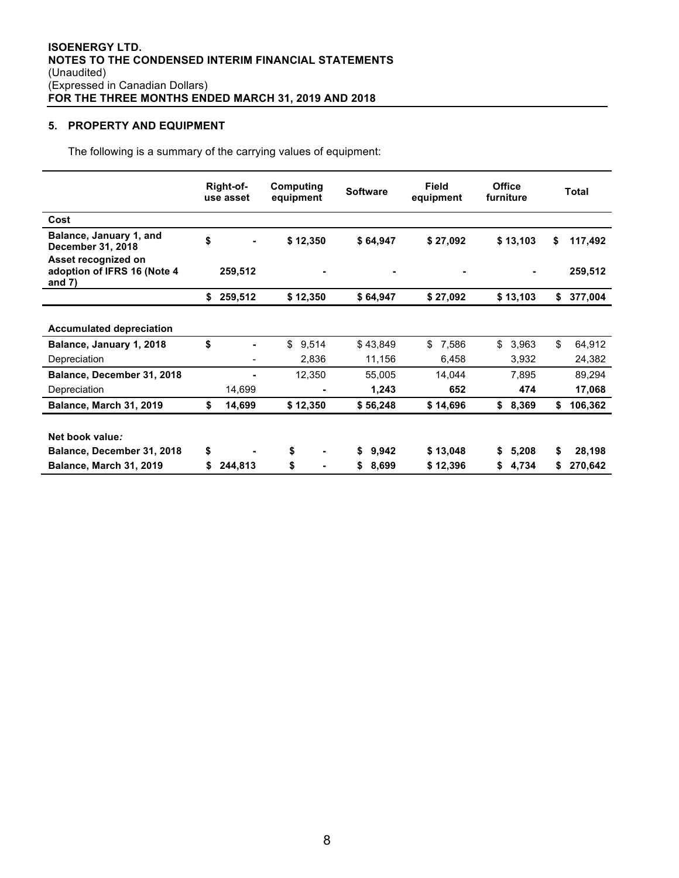## 5. PROPERTY AND EQUIPMENT

The following is a summary of the carrying values of equipment:

| | Right-of-use asset | Computing equipment | Software | Field equipment | Office furniture | Total |
|---|---|---|---|---|---|---|
| **Cost** | | | | | | |
| **Balance, January 1, and December 31, 2018** | **$ -** | **$ 12,350** | **$ 64,947** | **$ 27,092** | **$ 13,103** | **$ 117,492** |
| **Asset recognized on adoption of IFRS 16 (Note 4 and 7)** | **259,512** | **-** | **-** | **-** | **-** | **259,512** |
| | **$ 259,512** | **$ 12,350** | **$ 64,947** | **$ 27,092** | **$ 13,103** | **$ 377,004** |
| | | | | | | |
| **Accumulated depreciation** | | | | | | |
| **Balance, January 1, 2018** | **$ -** | $ 9,514 | $ 43,849 | $ 7,586 | $ 3,963 | $ 64,912 |
| Depreciation | - | 2,836 | 11,156 | 6,458 | 3,932 | 24,382 |
| **Balance, December 31, 2018** | **-** | 12,350 | 55,005 | 14,044 | 7,895 | 89,294 |
| Depreciation | 14,699 | **-** | **1,243** | **652** | **474** | **17,068** |
| **Balance, March 31, 2019** | **$ 14,699** | **$ 12,350** | **$ 56,248** | **$ 14,696** | **$ 8,369** | **$ 106,362** |
| | | | | | | |
| **Net book value*:*** | | | | | | |
| **Balance, December 31, 2018** | **$ -** | **$ -** | **$ 9,942** | **$ 13,048** | **$ 5,208** | **$ 28,198** |
| **Balance, March 31, 2019** | **$ 244,813** | **$ -** | **$ 8,699** | **$ 12,396** | **$ 4,734** | **$ 270,642** |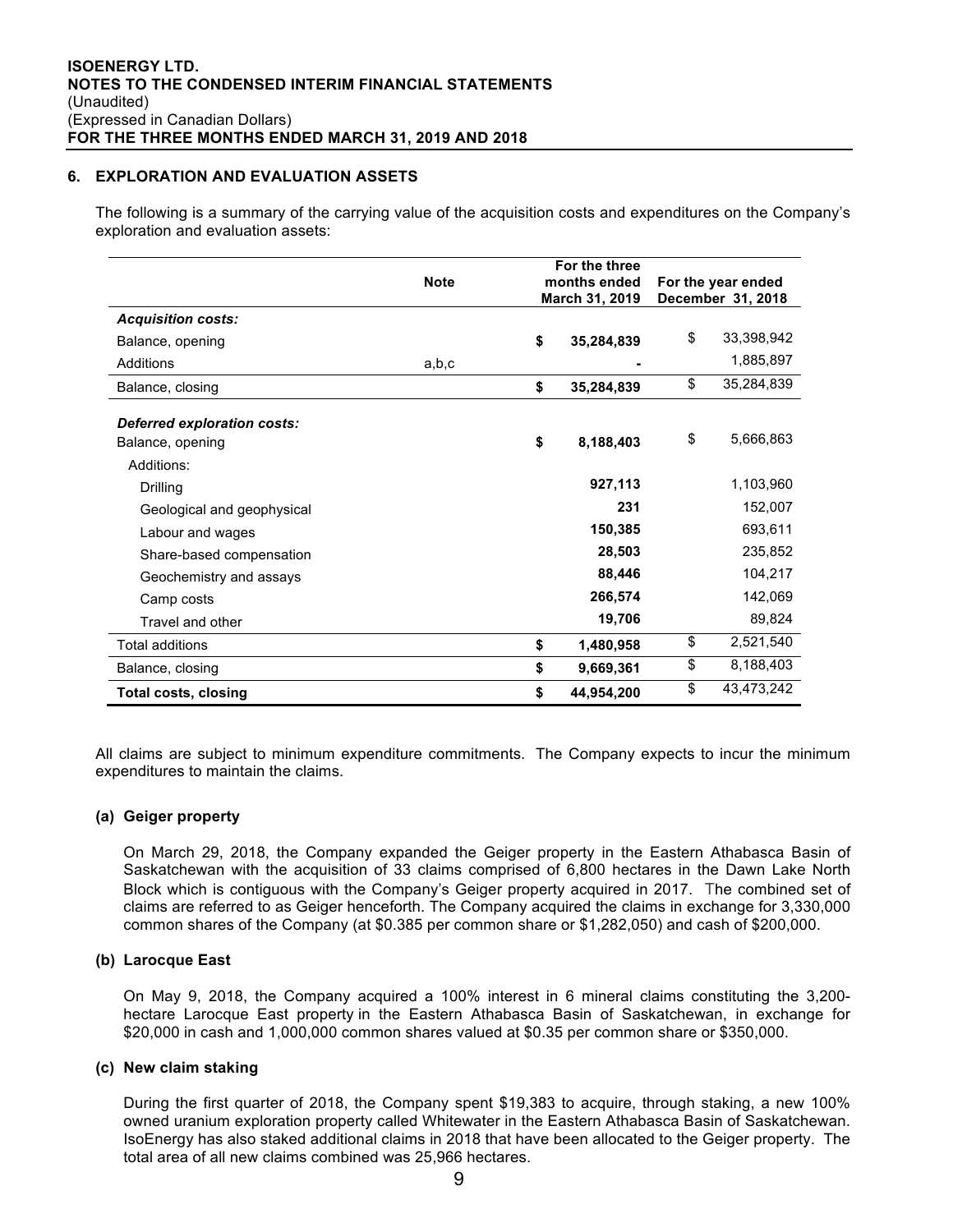## 6. EXPLORATION AND EVALUATION ASSETS

The following is a summary of the carrying value of the acquisition costs and expenditures on the Company's exploration and evaluation assets:

| | Note | For the three months ended March 31, 2019 | For the year ended December 31, 2018 |
|---|---|---|---|
| ***Acquisition costs:*** | | | |
| Balance, opening | | **$ 35,284,839** | $ 33,398,942 |
| Additions | a,b,c | **-** | 1,885,897 |
| Balance, closing | | **$ 35,284,839** | $ 35,284,839 |
| ***Deferred exploration costs:*** | | | |
| Balance, opening | | **$ 8,188,403** | $ 5,666,863 |
| Additions: | | | |
| Drilling | | **927,113** | 1,103,960 |
| Geological and geophysical | | **231** | 152,007 |
| Labour and wages | | **150,385** | 693,611 |
| Share-based compensation | | **28,503** | 235,852 |
| Geochemistry and assays | | **88,446** | 104,217 |
| Camp costs | | **266,574** | 142,069 |
| Travel and other | | **19,706** | 89,824 |
| Total additions | | **$ 1,480,958** | $ 2,521,540 |
| Balance, closing | | **$ 9,669,361** | $ 8,188,403 |
| **Total costs, closing** | | **$ 44,954,200** | $ 43,473,242 |

All claims are subject to minimum expenditure commitments. The Company expects to incur the minimum expenditures to maintain the claims.

### (a) Geiger property

On March 29, 2018, the Company expanded the Geiger property in the Eastern Athabasca Basin of Saskatchewan with the acquisition of 33 claims comprised of 6,800 hectares in the Dawn Lake North Block which is contiguous with the Company's Geiger property acquired in 2017. The combined set of claims are referred to as Geiger henceforth. The Company acquired the claims in exchange for 3,330,000 common shares of the Company (at $0.385 per common share or $1,282,050) and cash of $200,000.

### (b) Larocque East

On May 9, 2018, the Company acquired a 100% interest in 6 mineral claims constituting the 3,200-hectare Larocque East property in the Eastern Athabasca Basin of Saskatchewan, in exchange for $20,000 in cash and 1,000,000 common shares valued at $0.35 per common share or $350,000.

### (c) New claim staking

During the first quarter of 2018, the Company spent $19,383 to acquire, through staking, a new 100% owned uranium exploration property called Whitewater in the Eastern Athabasca Basin of Saskatchewan. IsoEnergy has also staked additional claims in 2018 that have been allocated to the Geiger property. The total area of all new claims combined was 25,966 hectares.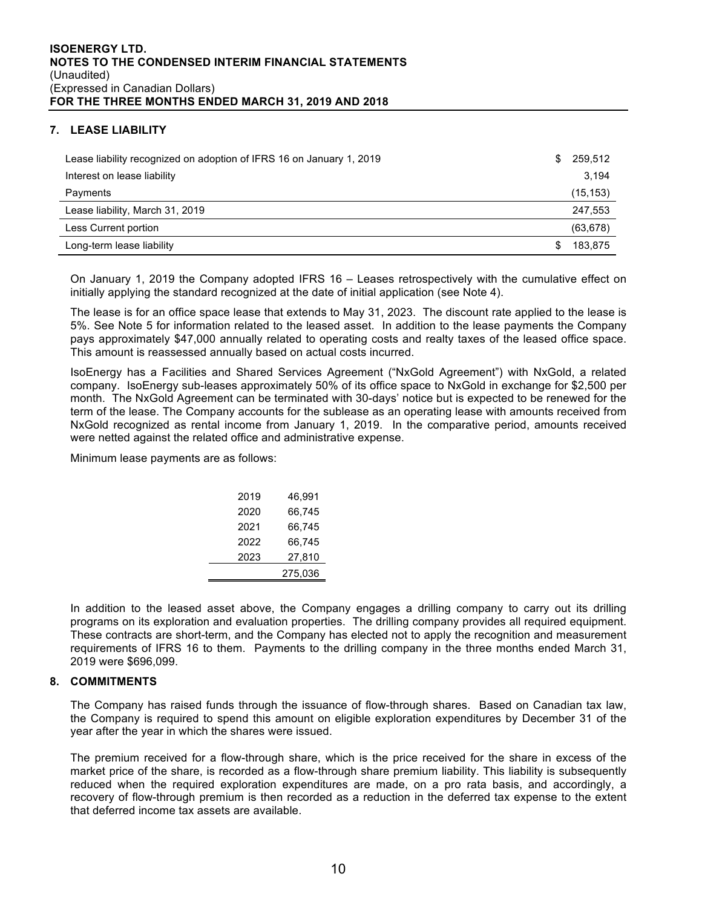## 7. LEASE LIABILITY

| | |
|---|---|
| Lease liability recognized on adoption of IFRS 16 on January 1, 2019 | $ 259,512 |
| Interest on lease liability | 3,194 |
| Payments | (15,153) |
| Lease liability, March 31, 2019 | 247,553 |
| Less Current portion | (63,678) |
| Long-term lease liability | $ 183,875 |

On January 1, 2019 the Company adopted IFRS 16 – Leases retrospectively with the cumulative effect on initially applying the standard recognized at the date of initial application (see Note 4).

The lease is for an office space lease that extends to May 31, 2023. The discount rate applied to the lease is 5%. See Note 5 for information related to the leased asset. In addition to the lease payments the Company pays approximately $47,000 annually related to operating costs and realty taxes of the leased office space. This amount is reassessed annually based on actual costs incurred.

IsoEnergy has a Facilities and Shared Services Agreement ("NxGold Agreement") with NxGold, a related company. IsoEnergy sub-leases approximately 50% of its office space to NxGold in exchange for $2,500 per month. The NxGold Agreement can be terminated with 30-days' notice but is expected to be renewed for the term of the lease. The Company accounts for the sublease as an operating lease with amounts received from NxGold recognized as rental income from January 1, 2019. In the comparative period, amounts received were netted against the related office and administrative expense.

Minimum lease payments are as follows:

| | |
|---|---|
| 2019 | 46,991 |
| 2020 | 66,745 |
| 2021 | 66,745 |
| 2022 | 66,745 |
| 2023 | 27,810 |
| | 275,036 |

In addition to the leased asset above, the Company engages a drilling company to carry out its drilling programs on its exploration and evaluation properties. The drilling company provides all required equipment. These contracts are short-term, and the Company has elected not to apply the recognition and measurement requirements of IFRS 16 to them. Payments to the drilling company in the three months ended March 31, 2019 were $696,099.

## 8. COMMITMENTS

The Company has raised funds through the issuance of flow-through shares. Based on Canadian tax law, the Company is required to spend this amount on eligible exploration expenditures by December 31 of the year after the year in which the shares were issued.

The premium received for a flow-through share, which is the price received for the share in excess of the market price of the share, is recorded as a flow-through share premium liability. This liability is subsequently reduced when the required exploration expenditures are made, on a pro rata basis, and accordingly, a recovery of flow-through premium is then recorded as a reduction in the deferred tax expense to the extent that deferred income tax assets are available.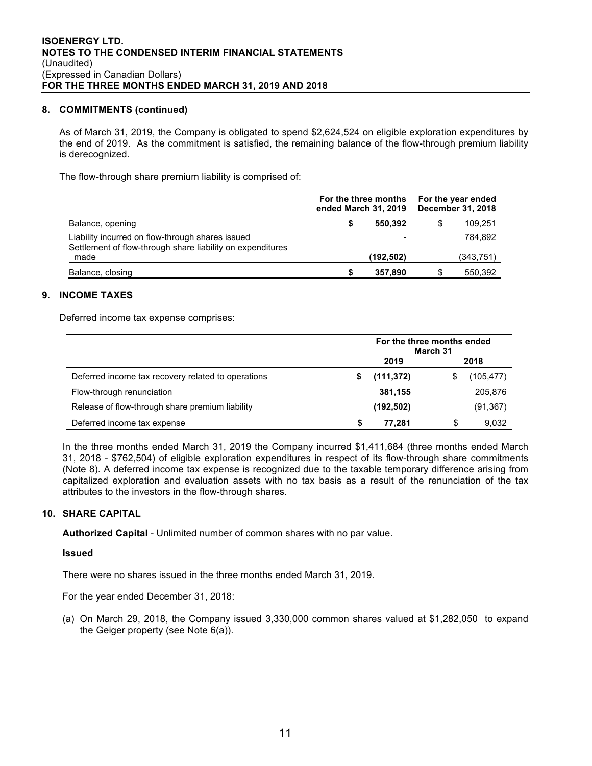## 8. COMMITMENTS (continued)

As of March 31, 2019, the Company is obligated to spend $2,624,524 on eligible exploration expenditures by the end of 2019. As the commitment is satisfied, the remaining balance of the flow-through premium liability is derecognized.

The flow-through share premium liability is comprised of:

| | For the three months ended March 31, 2019 | For the year ended December 31, 2018 |
|---|---|---|
| Balance, opening | **$ 550,392** | $ 109,251 |
| Liability incurred on flow-through shares issued | **-** | 784,892 |
| Settlement of flow-through share liability on expenditures made | **(192,502)** | (343,751) |
| Balance, closing | **$ 357,890** | $ 550,392 |

## 9. INCOME TAXES

Deferred income tax expense comprises:

| | For the three months ended March 31 | |
|---|---|---|
| | **2019** | **2018** |
| Deferred income tax recovery related to operations | **$ (111,372)** | $ (105,477) |
| Flow-through renunciation | **381,155** | 205,876 |
| Release of flow-through share premium liability | **(192,502)** | (91,367) |
| Deferred income tax expense | **$ 77,281** | $ 9,032 |

In the three months ended March 31, 2019 the Company incurred $1,411,684 (three months ended March 31, 2018 - $762,504) of eligible exploration expenditures in respect of its flow-through share commitments (Note 8). A deferred income tax expense is recognized due to the taxable temporary difference arising from capitalized exploration and evaluation assets with no tax basis as a result of the renunciation of the tax attributes to the investors in the flow-through shares.

## 10. SHARE CAPITAL

**Authorized Capital** - Unlimited number of common shares with no par value.

**Issued**

There were no shares issued in the three months ended March 31, 2019.

For the year ended December 31, 2018:

(a) On March 29, 2018, the Company issued 3,330,000 common shares valued at $1,282,050 to expand the Geiger property (see Note 6(a)).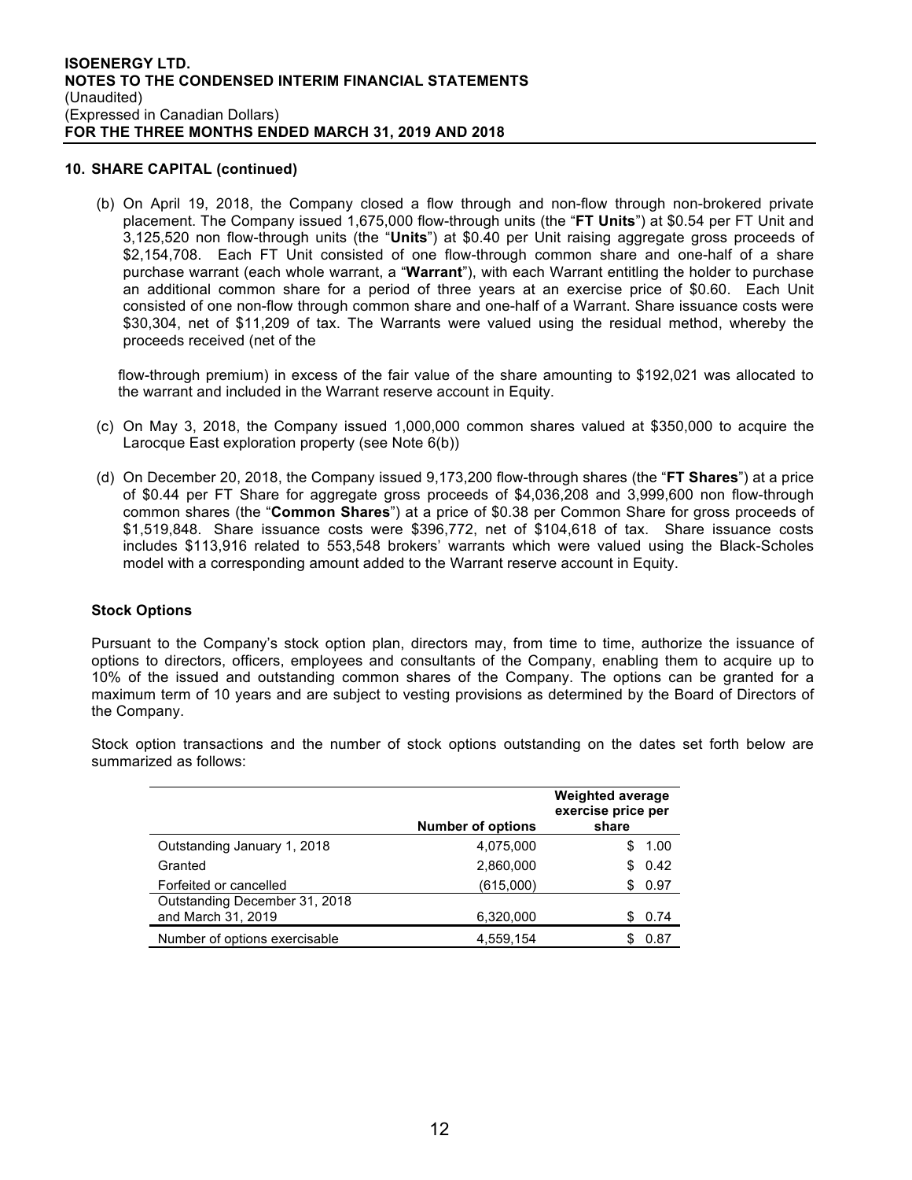## 10. SHARE CAPITAL (continued)

(b) On April 19, 2018, the Company closed a flow through and non-flow through non-brokered private placement. The Company issued 1,675,000 flow-through units (the "**FT Units**") at $0.54 per FT Unit and 3,125,520 non flow-through units (the "**Units**") at $0.40 per Unit raising aggregate gross proceeds of $2,154,708. Each FT Unit consisted of one flow-through common share and one-half of a share purchase warrant (each whole warrant, a "**Warrant**"), with each Warrant entitling the holder to purchase an additional common share for a period of three years at an exercise price of $0.60. Each Unit consisted of one non-flow through common share and one-half of a Warrant. Share issuance costs were $30,304, net of $11,209 of tax. The Warrants were valued using the residual method, whereby the proceeds received (net of the flow-through premium) in excess of the fair value of the share amounting to $192,021 was allocated to the warrant and included in the Warrant reserve account in Equity.

(c) On May 3, 2018, the Company issued 1,000,000 common shares valued at $350,000 to acquire the Larocque East exploration property (see Note 6(b))

(d) On December 20, 2018, the Company issued 9,173,200 flow-through shares (the "**FT Shares**") at a price of $0.44 per FT Share for aggregate gross proceeds of $4,036,208 and 3,999,600 non flow-through common shares (the "**Common Shares**") at a price of $0.38 per Common Share for gross proceeds of $1,519,848. Share issuance costs were $396,772, net of $104,618 of tax. Share issuance costs includes $113,916 related to 553,548 brokers' warrants which were valued using the Black-Scholes model with a corresponding amount added to the Warrant reserve account in Equity.

### Stock Options

Pursuant to the Company's stock option plan, directors may, from time to time, authorize the issuance of options to directors, officers, employees and consultants of the Company, enabling them to acquire up to 10% of the issued and outstanding common shares of the Company. The options can be granted for a maximum term of 10 years and are subject to vesting provisions as determined by the Board of Directors of the Company.

Stock option transactions and the number of stock options outstanding on the dates set forth below are summarized as follows:

| | Number of options | Weighted average exercise price per share |
|---|---|---|
| Outstanding January 1, 2018 | 4,075,000 | $ 1.00 |
| Granted | 2,860,000 | $ 0.42 |
| Forfeited or cancelled | (615,000) | $ 0.97 |
| Outstanding December 31, 2018 and March 31, 2019 | 6,320,000 | $ 0.74 |
| Number of options exercisable | 4,559,154 | $ 0.87 |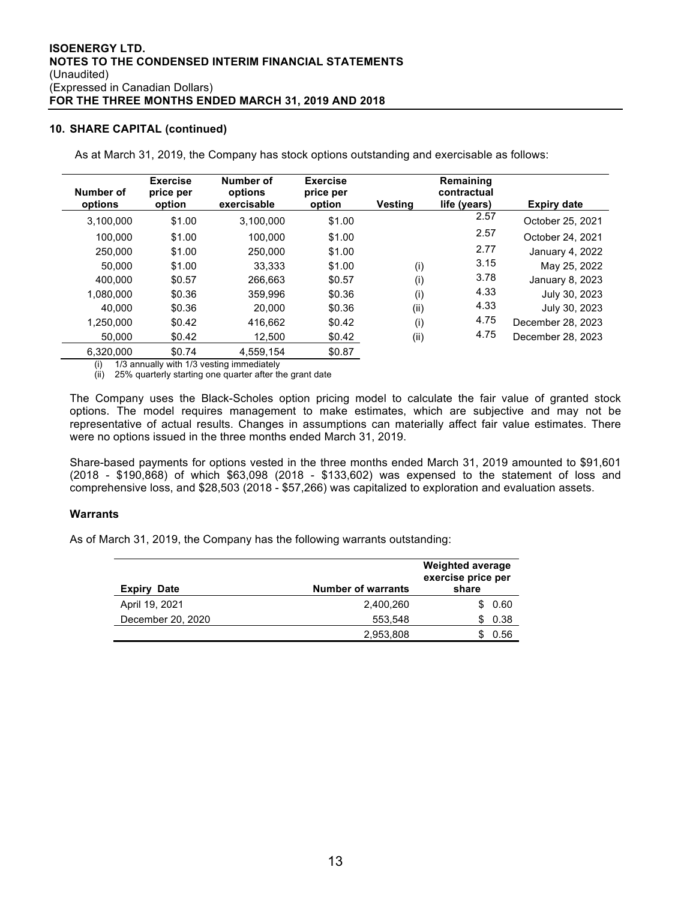## 10. SHARE CAPITAL (continued)

As at March 31, 2019, the Company has stock options outstanding and exercisable as follows:

| Number of options | Exercise price per option | Number of options exercisable | Exercise price per option | Vesting | Remaining contractual life (years) | Expiry date |
|---|---|---|---|---|---|---|
| 3,100,000 | $1.00 | 3,100,000 | $1.00 | | 2.57 | October 25, 2021 |
| 100,000 | $1.00 | 100,000 | $1.00 | | 2.57 | October 24, 2021 |
| 250,000 | $1.00 | 250,000 | $1.00 | | 2.77 | January 4, 2022 |
| 50,000 | $1.00 | 33,333 | $1.00 | (i) | 3.15 | May 25, 2022 |
| 400,000 | $0.57 | 266,663 | $0.57 | (i) | 3.78 | January 8, 2023 |
| 1,080,000 | $0.36 | 359,996 | $0.36 | (i) | 4.33 | July 30, 2023 |
| 40,000 | $0.36 | 20,000 | $0.36 | (ii) | 4.33 | July 30, 2023 |
| 1,250,000 | $0.42 | 416,662 | $0.42 | (i) | 4.75 | December 28, 2023 |
| 50,000 | $0.42 | 12,500 | $0.42 | (ii) | 4.75 | December 28, 2023 |
| 6,320,000 | $0.74 | 4,559,154 | $0.87 | | | |

(i) 1/3 annually with 1/3 vesting immediately
(ii) 25% quarterly starting one quarter after the grant date

The Company uses the Black-Scholes option pricing model to calculate the fair value of granted stock options. The model requires management to make estimates, which are subjective and may not be representative of actual results. Changes in assumptions can materially affect fair value estimates. There were no options issued in the three months ended March 31, 2019.

Share-based payments for options vested in the three months ended March 31, 2019 amounted to $91,601 (2018 - $190,868) of which $63,098 (2018 - $133,602) was expensed to the statement of loss and comprehensive loss, and $28,503 (2018 - $57,266) was capitalized to exploration and evaluation assets.

### Warrants

As of March 31, 2019, the Company has the following warrants outstanding:

| Expiry Date | Number of warrants | Weighted average exercise price per share |
|---|---|---|
| April 19, 2021 | 2,400,260 | $ 0.60 |
| December 20, 2020 | 553,548 | $ 0.38 |
| | 2,953,808 | $ 0.56 |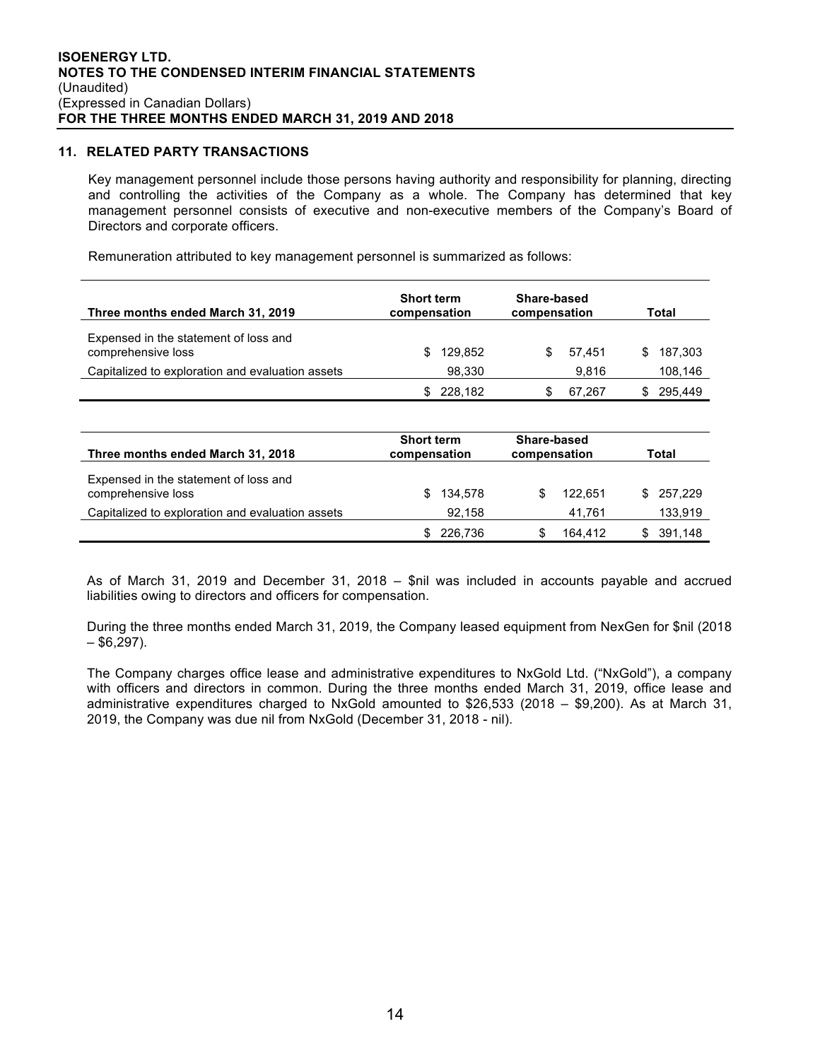## 11. RELATED PARTY TRANSACTIONS

Key management personnel include those persons having authority and responsibility for planning, directing and controlling the activities of the Company as a whole. The Company has determined that key management personnel consists of executive and non-executive members of the Company's Board of Directors and corporate officers.

Remuneration attributed to key management personnel is summarized as follows:

| Three months ended March 31, 2019 | Short term compensation | Share-based compensation | Total |
|---|---|---|---|
| Expensed in the statement of loss and comprehensive loss | $ 129,852 | $ 57,451 | $ 187,303 |
| Capitalized to exploration and evaluation assets | 98,330 | 9,816 | 108,146 |
| | $ 228,182 | $ 67,267 | $ 295,449 |

| Three months ended March 31, 2018 | Short term compensation | Share-based compensation | Total |
|---|---|---|---|
| Expensed in the statement of loss and comprehensive loss | $ 134,578 | $ 122,651 | $ 257,229 |
| Capitalized to exploration and evaluation assets | 92,158 | 41,761 | 133,919 |
| | $ 226,736 | $ 164,412 | $ 391,148 |

As of March 31, 2019 and December 31, 2018 – $nil was included in accounts payable and accrued liabilities owing to directors and officers for compensation.

During the three months ended March 31, 2019, the Company leased equipment from NexGen for $nil (2018 – $6,297).

The Company charges office lease and administrative expenditures to NxGold Ltd. ("NxGold"), a company with officers and directors in common. During the three months ended March 31, 2019, office lease and administrative expenditures charged to NxGold amounted to $26,533 (2018 – $9,200). As at March 31, 2019, the Company was due nil from NxGold (December 31, 2018 - nil).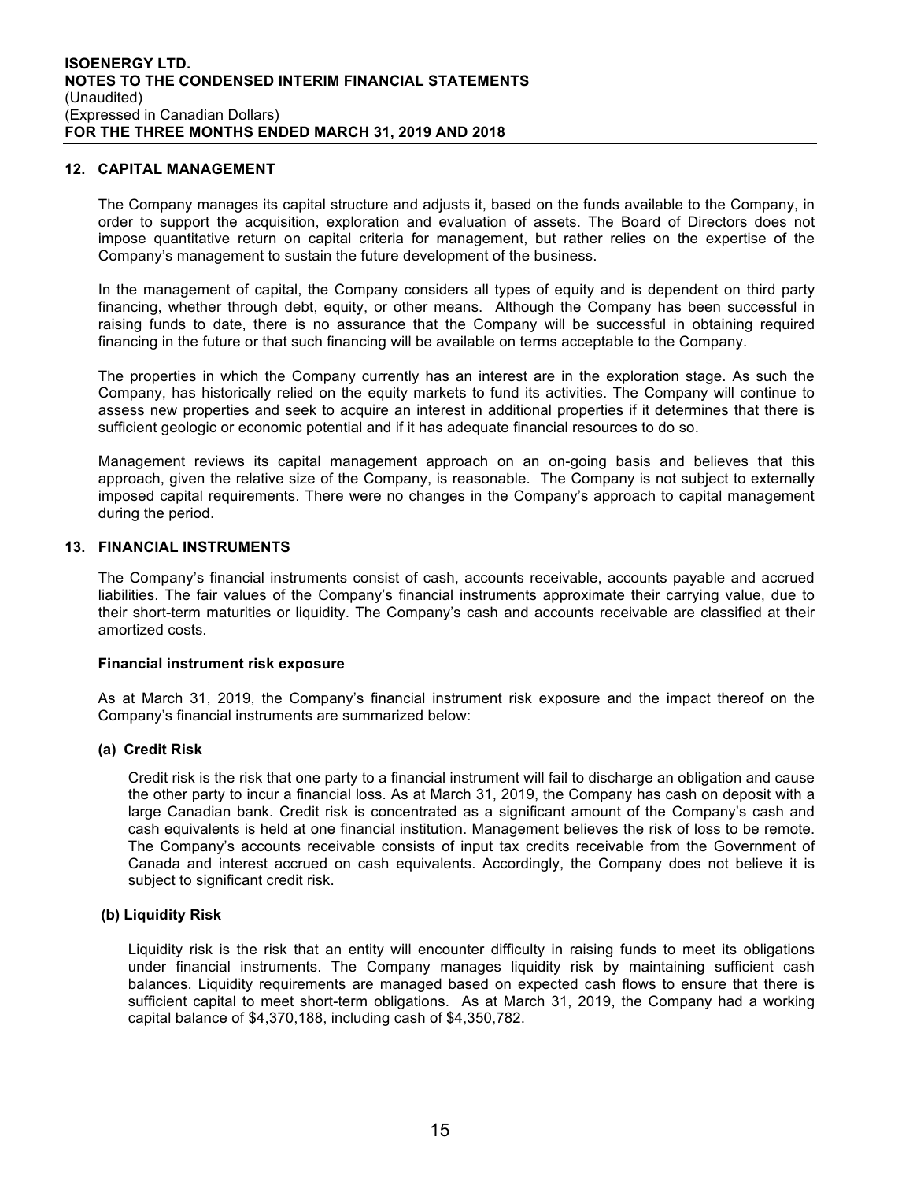## 12. CAPITAL MANAGEMENT

The Company manages its capital structure and adjusts it, based on the funds available to the Company, in order to support the acquisition, exploration and evaluation of assets. The Board of Directors does not impose quantitative return on capital criteria for management, but rather relies on the expertise of the Company's management to sustain the future development of the business.

In the management of capital, the Company considers all types of equity and is dependent on third party financing, whether through debt, equity, or other means. Although the Company has been successful in raising funds to date, there is no assurance that the Company will be successful in obtaining required financing in the future or that such financing will be available on terms acceptable to the Company.

The properties in which the Company currently has an interest are in the exploration stage. As such the Company, has historically relied on the equity markets to fund its activities. The Company will continue to assess new properties and seek to acquire an interest in additional properties if it determines that there is sufficient geologic or economic potential and if it has adequate financial resources to do so.

Management reviews its capital management approach on an on-going basis and believes that this approach, given the relative size of the Company, is reasonable. The Company is not subject to externally imposed capital requirements. There were no changes in the Company's approach to capital management during the period.

## 13. FINANCIAL INSTRUMENTS

The Company's financial instruments consist of cash, accounts receivable, accounts payable and accrued liabilities. The fair values of the Company's financial instruments approximate their carrying value, due to their short-term maturities or liquidity. The Company's cash and accounts receivable are classified at their amortized costs.

**Financial instrument risk exposure**

As at March 31, 2019, the Company's financial instrument risk exposure and the impact thereof on the Company's financial instruments are summarized below:

**(a) Credit Risk**

Credit risk is the risk that one party to a financial instrument will fail to discharge an obligation and cause the other party to incur a financial loss. As at March 31, 2019, the Company has cash on deposit with a large Canadian bank. Credit risk is concentrated as a significant amount of the Company's cash and cash equivalents is held at one financial institution. Management believes the risk of loss to be remote. The Company's accounts receivable consists of input tax credits receivable from the Government of Canada and interest accrued on cash equivalents. Accordingly, the Company does not believe it is subject to significant credit risk.

**(b) Liquidity Risk**

Liquidity risk is the risk that an entity will encounter difficulty in raising funds to meet its obligations under financial instruments. The Company manages liquidity risk by maintaining sufficient cash balances. Liquidity requirements are managed based on expected cash flows to ensure that there is sufficient capital to meet short-term obligations. As at March 31, 2019, the Company had a working capital balance of $4,370,188, including cash of $4,350,782.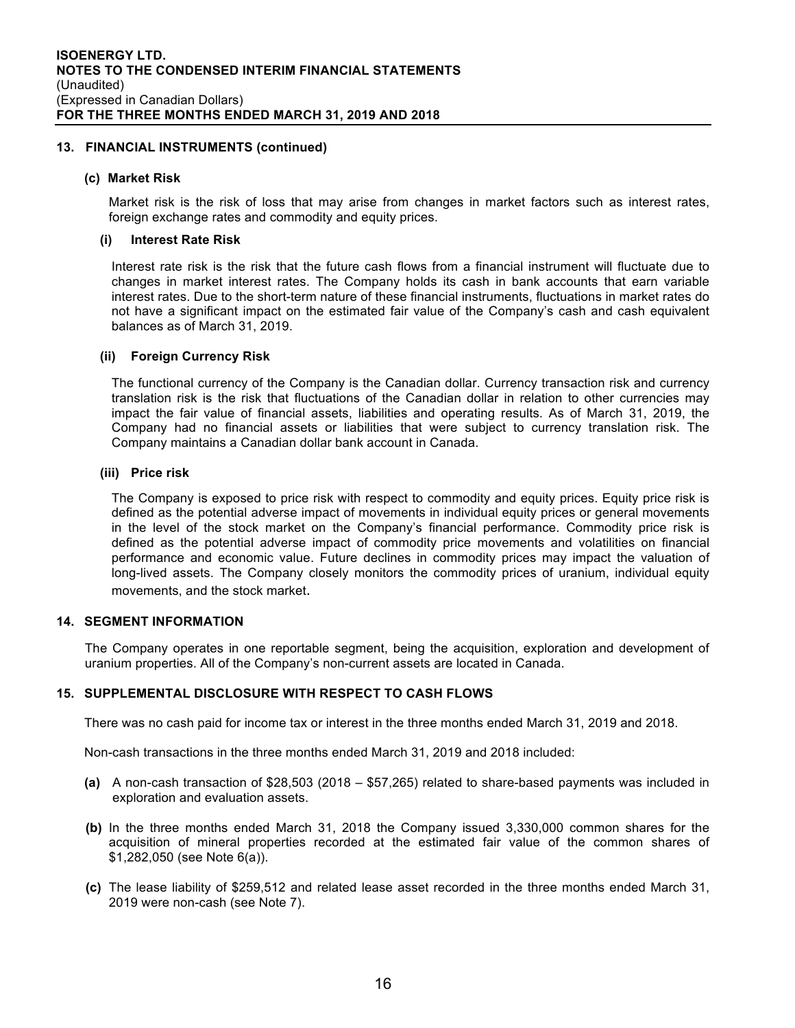## 13. FINANCIAL INSTRUMENTS (continued)

### (c) Market Risk

Market risk is the risk of loss that may arise from changes in market factors such as interest rates, foreign exchange rates and commodity and equity prices.

#### (i) Interest Rate Risk

Interest rate risk is the risk that the future cash flows from a financial instrument will fluctuate due to changes in market interest rates. The Company holds its cash in bank accounts that earn variable interest rates. Due to the short-term nature of these financial instruments, fluctuations in market rates do not have a significant impact on the estimated fair value of the Company's cash and cash equivalent balances as of March 31, 2019.

#### (ii) Foreign Currency Risk

The functional currency of the Company is the Canadian dollar. Currency transaction risk and currency translation risk is the risk that fluctuations of the Canadian dollar in relation to other currencies may impact the fair value of financial assets, liabilities and operating results. As of March 31, 2019, the Company had no financial assets or liabilities that were subject to currency translation risk. The Company maintains a Canadian dollar bank account in Canada.

#### (iii) Price risk

The Company is exposed to price risk with respect to commodity and equity prices. Equity price risk is defined as the potential adverse impact of movements in individual equity prices or general movements in the level of the stock market on the Company's financial performance. Commodity price risk is defined as the potential adverse impact of commodity price movements and volatilities on financial performance and economic value. Future declines in commodity prices may impact the valuation of long-lived assets. The Company closely monitors the commodity prices of uranium, individual equity movements, and the stock market.

## 14. SEGMENT INFORMATION

The Company operates in one reportable segment, being the acquisition, exploration and development of uranium properties. All of the Company's non-current assets are located in Canada.

## 15. SUPPLEMENTAL DISCLOSURE WITH RESPECT TO CASH FLOWS

There was no cash paid for income tax or interest in the three months ended March 31, 2019 and 2018.

Non-cash transactions in the three months ended March 31, 2019 and 2018 included:

**(a)** A non-cash transaction of $28,503 (2018 – $57,265) related to share-based payments was included in exploration and evaluation assets.

**(b)** In the three months ended March 31, 2018 the Company issued 3,330,000 common shares for the acquisition of mineral properties recorded at the estimated fair value of the common shares of $1,282,050 (see Note 6(a)).

**(c)** The lease liability of $259,512 and related lease asset recorded in the three months ended March 31, 2019 were non-cash (see Note 7).